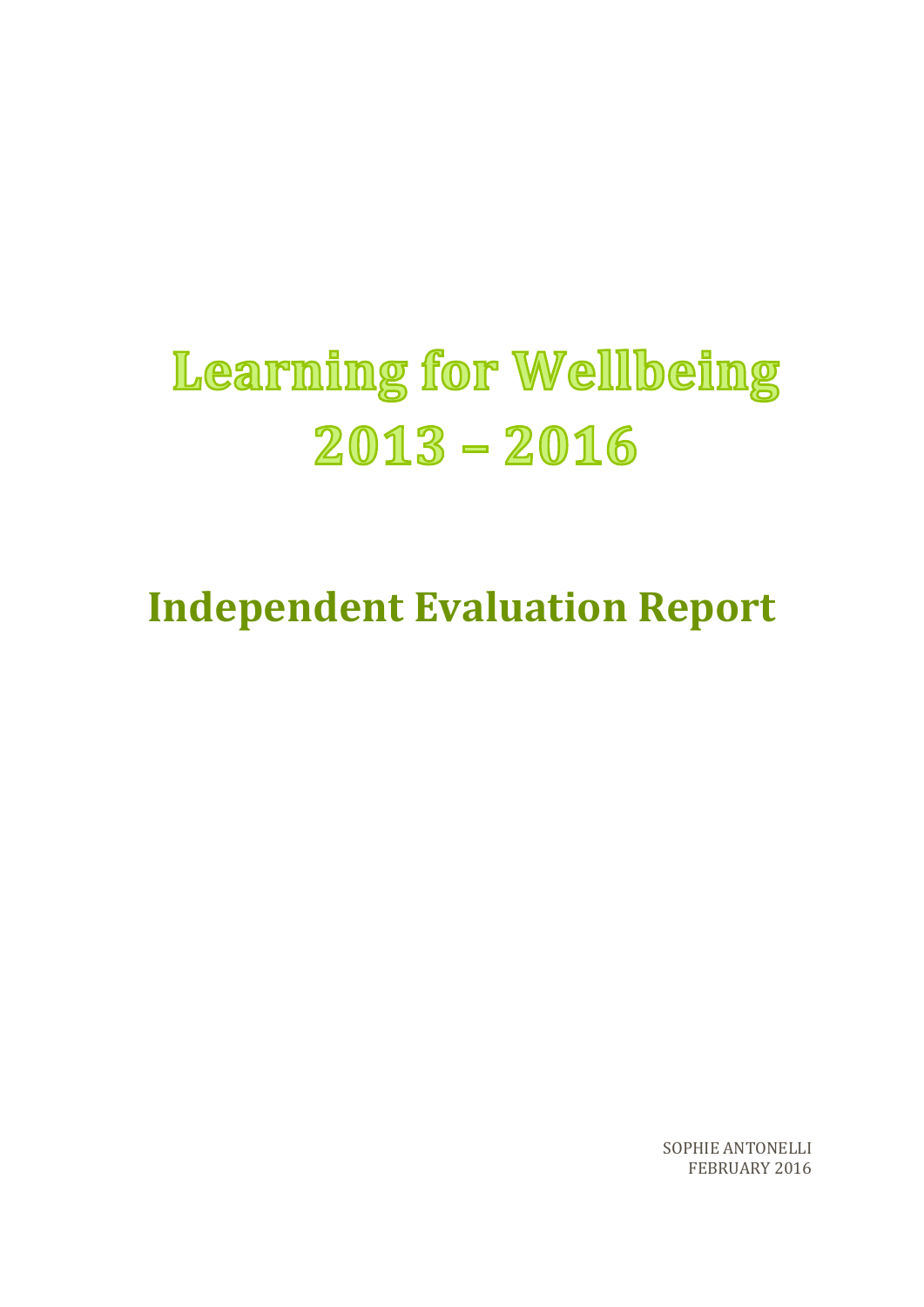# Learning for Wellbeing 2013 – 2016

## Independent Evaluation Report

SOPHIE ANTONELLI
FEBRUARY 2016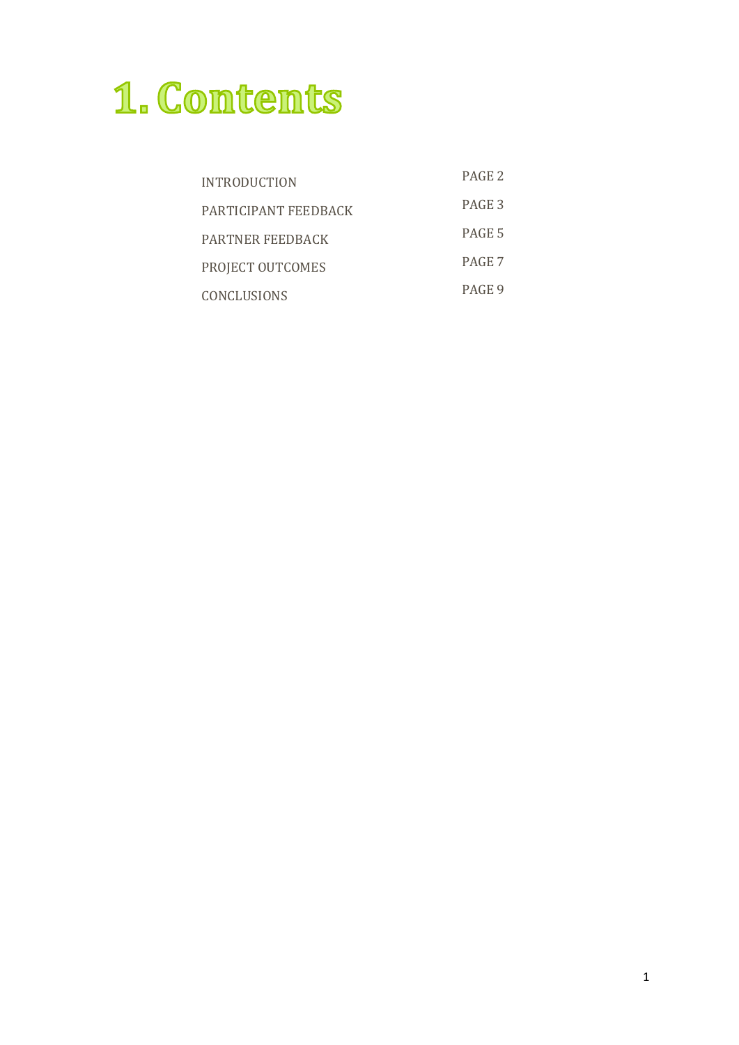# 1. Contents

| | |
|---|---|
| INTRODUCTION | PAGE 2 |
| PARTICIPANT FEEDBACK | PAGE 3 |
| PARTNER FEEDBACK | PAGE 5 |
| PROJECT OUTCOMES | PAGE 7 |
| CONCLUSIONS | PAGE 9 |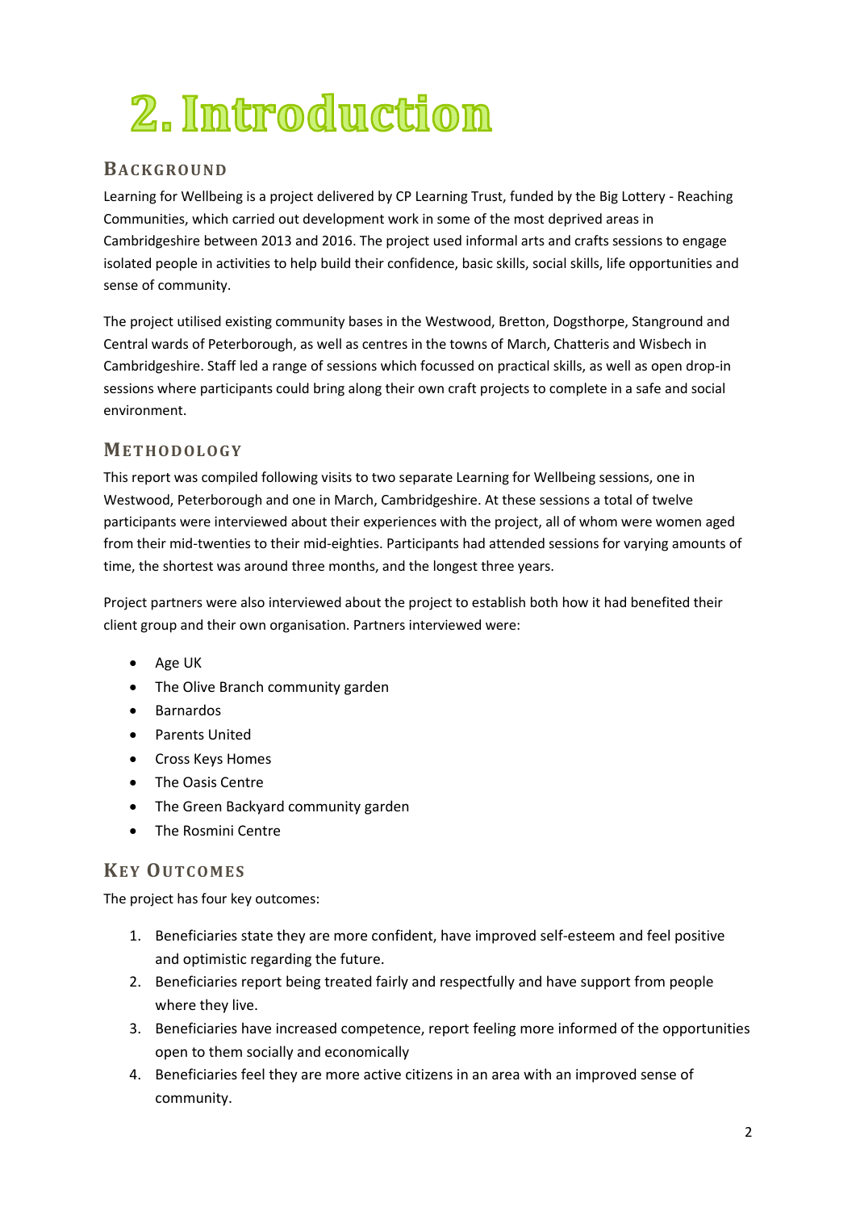# 2. Introduction

## Background

Learning for Wellbeing is a project delivered by CP Learning Trust, funded by the Big Lottery - Reaching Communities, which carried out development work in some of the most deprived areas in Cambridgeshire between 2013 and 2016. The project used informal arts and crafts sessions to engage isolated people in activities to help build their confidence, basic skills, social skills, life opportunities and sense of community.

The project utilised existing community bases in the Westwood, Bretton, Dogsthorpe, Stanground and Central wards of Peterborough, as well as centres in the towns of March, Chatteris and Wisbech in Cambridgeshire. Staff led a range of sessions which focussed on practical skills, as well as open drop-in sessions where participants could bring along their own craft projects to complete in a safe and social environment.

## Methodology

This report was compiled following visits to two separate Learning for Wellbeing sessions, one in Westwood, Peterborough and one in March, Cambridgeshire. At these sessions a total of twelve participants were interviewed about their experiences with the project, all of whom were women aged from their mid-twenties to their mid-eighties. Participants had attended sessions for varying amounts of time, the shortest was around three months, and the longest three years.

Project partners were also interviewed about the project to establish both how it had benefited their client group and their own organisation. Partners interviewed were:

- Age UK
- The Olive Branch community garden
- Barnardos
- Parents United
- Cross Keys Homes
- The Oasis Centre
- The Green Backyard community garden
- The Rosmini Centre

## Key Outcomes

The project has four key outcomes:

1. Beneficiaries state they are more confident, have improved self-esteem and feel positive and optimistic regarding the future.
2. Beneficiaries report being treated fairly and respectfully and have support from people where they live.
3. Beneficiaries have increased competence, report feeling more informed of the opportunities open to them socially and economically
4. Beneficiaries feel they are more active citizens in an area with an improved sense of community.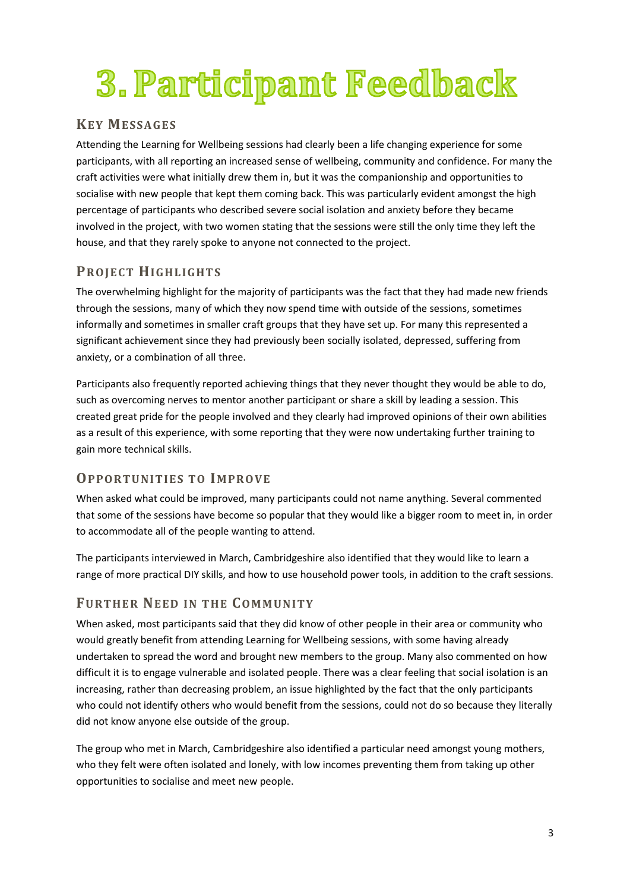# 3. Participant Feedback

## Key Messages

Attending the Learning for Wellbeing sessions had clearly been a life changing experience for some participants, with all reporting an increased sense of wellbeing, community and confidence. For many the craft activities were what initially drew them in, but it was the companionship and opportunities to socialise with new people that kept them coming back. This was particularly evident amongst the high percentage of participants who described severe social isolation and anxiety before they became involved in the project, with two women stating that the sessions were still the only time they left the house, and that they rarely spoke to anyone not connected to the project.

## Project Highlights

The overwhelming highlight for the majority of participants was the fact that they had made new friends through the sessions, many of which they now spend time with outside of the sessions, sometimes informally and sometimes in smaller craft groups that they have set up. For many this represented a significant achievement since they had previously been socially isolated, depressed, suffering from anxiety, or a combination of all three.

Participants also frequently reported achieving things that they never thought they would be able to do, such as overcoming nerves to mentor another participant or share a skill by leading a session. This created great pride for the people involved and they clearly had improved opinions of their own abilities as a result of this experience, with some reporting that they were now undertaking further training to gain more technical skills.

## Opportunities to Improve

When asked what could be improved, many participants could not name anything. Several commented that some of the sessions have become so popular that they would like a bigger room to meet in, in order to accommodate all of the people wanting to attend.

The participants interviewed in March, Cambridgeshire also identified that they would like to learn a range of more practical DIY skills, and how to use household power tools, in addition to the craft sessions.

## Further Need in the Community

When asked, most participants said that they did know of other people in their area or community who would greatly benefit from attending Learning for Wellbeing sessions, with some having already undertaken to spread the word and brought new members to the group. Many also commented on how difficult it is to engage vulnerable and isolated people. There was a clear feeling that social isolation is an increasing, rather than decreasing problem, an issue highlighted by the fact that the only participants who could not identify others who would benefit from the sessions, could not do so because they literally did not know anyone else outside of the group.

The group who met in March, Cambridgeshire also identified a particular need amongst young mothers, who they felt were often isolated and lonely, with low incomes preventing them from taking up other opportunities to socialise and meet new people.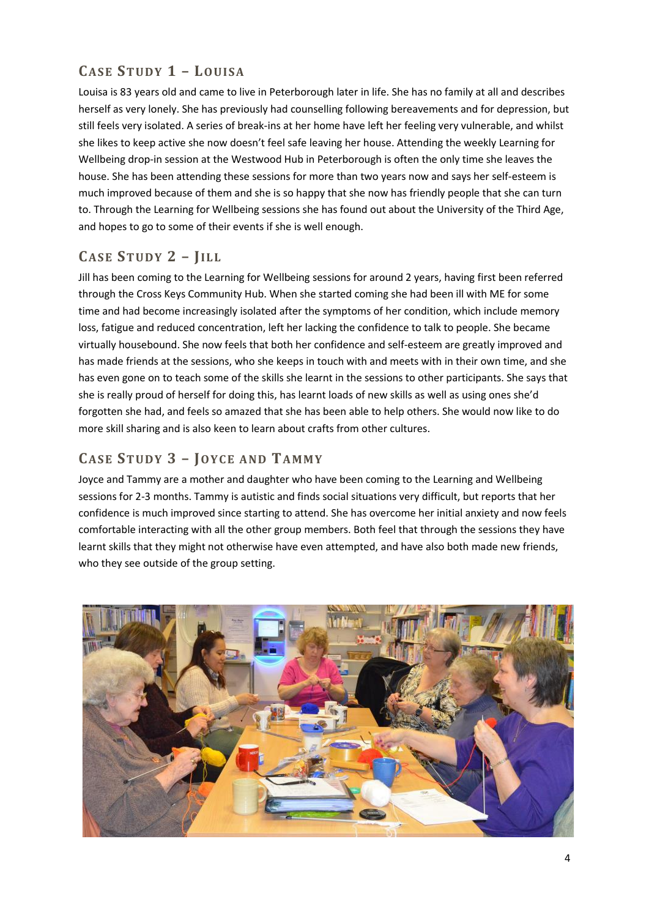## Case Study 1 – Louisa

Louisa is 83 years old and came to live in Peterborough later in life. She has no family at all and describes herself as very lonely. She has previously had counselling following bereavements and for depression, but still feels very isolated. A series of break-ins at her home have left her feeling very vulnerable, and whilst she likes to keep active she now doesn't feel safe leaving her house. Attending the weekly Learning for Wellbeing drop-in session at the Westwood Hub in Peterborough is often the only time she leaves the house. She has been attending these sessions for more than two years now and says her self-esteem is much improved because of them and she is so happy that she now has friendly people that she can turn to. Through the Learning for Wellbeing sessions she has found out about the University of the Third Age, and hopes to go to some of their events if she is well enough.

## Case Study 2 – Jill

Jill has been coming to the Learning for Wellbeing sessions for around 2 years, having first been referred through the Cross Keys Community Hub. When she started coming she had been ill with ME for some time and had become increasingly isolated after the symptoms of her condition, which include memory loss, fatigue and reduced concentration, left her lacking the confidence to talk to people. She became virtually housebound. She now feels that both her confidence and self-esteem are greatly improved and has made friends at the sessions, who she keeps in touch with and meets with in their own time, and she has even gone on to teach some of the skills she learnt in the sessions to other participants. She says that she is really proud of herself for doing this, has learnt loads of new skills as well as using ones she'd forgotten she had, and feels so amazed that she has been able to help others. She would now like to do more skill sharing and is also keen to learn about crafts from other cultures.

## Case Study 3 – Joyce and Tammy

Joyce and Tammy are a mother and daughter who have been coming to the Learning and Wellbeing sessions for 2-3 months. Tammy is autistic and finds social situations very difficult, but reports that her confidence is much improved since starting to attend. She has overcome her initial anxiety and now feels comfortable interacting with all the other group members. Both feel that through the sessions they have learnt skills that they might not otherwise have even attempted, and have also both made new friends, who they see outside of the group setting.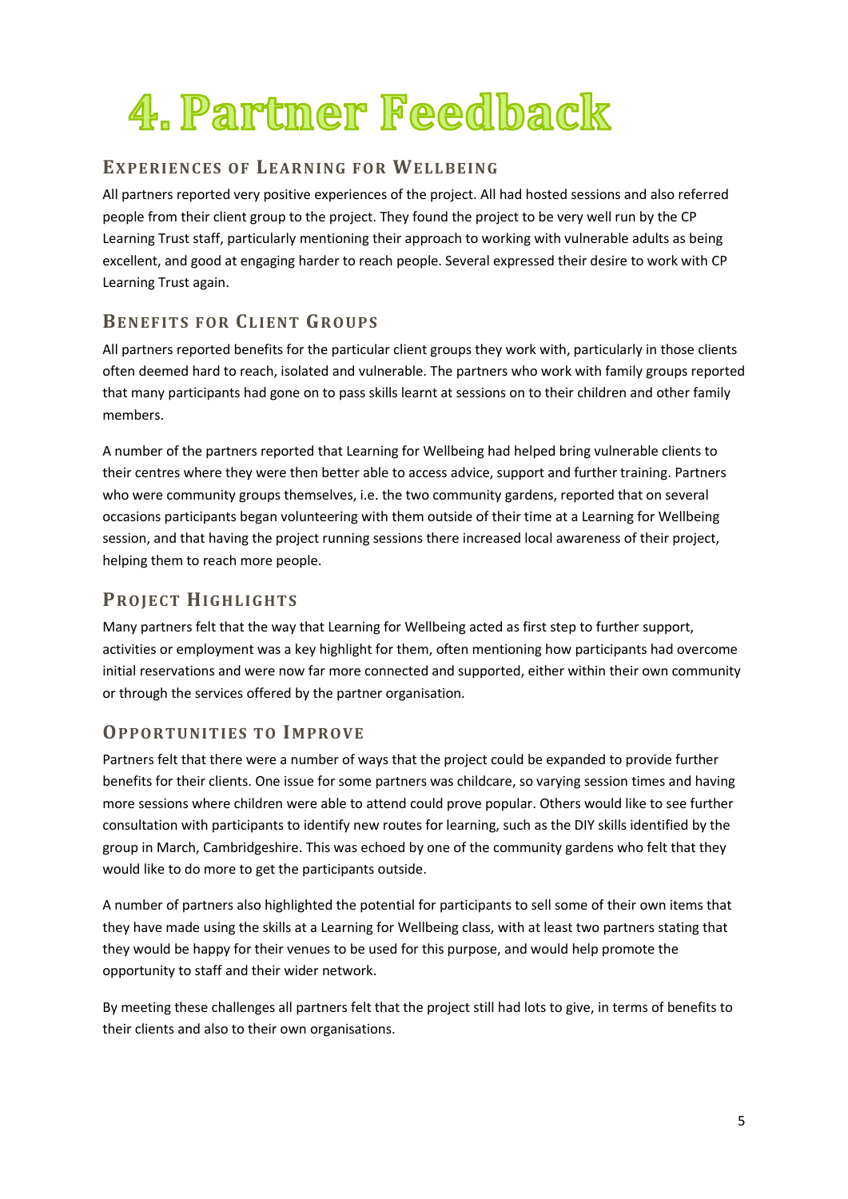# 4. Partner Feedback

## Experiences of Learning for Wellbeing

All partners reported very positive experiences of the project. All had hosted sessions and also referred people from their client group to the project. They found the project to be very well run by the CP Learning Trust staff, particularly mentioning their approach to working with vulnerable adults as being excellent, and good at engaging harder to reach people. Several expressed their desire to work with CP Learning Trust again.

## Benefits for Client Groups

All partners reported benefits for the particular client groups they work with, particularly in those clients often deemed hard to reach, isolated and vulnerable. The partners who work with family groups reported that many participants had gone on to pass skills learnt at sessions on to their children and other family members.

A number of the partners reported that Learning for Wellbeing had helped bring vulnerable clients to their centres where they were then better able to access advice, support and further training. Partners who were community groups themselves, i.e. the two community gardens, reported that on several occasions participants began volunteering with them outside of their time at a Learning for Wellbeing session, and that having the project running sessions there increased local awareness of their project, helping them to reach more people.

## Project Highlights

Many partners felt that the way that Learning for Wellbeing acted as first step to further support, activities or employment was a key highlight for them, often mentioning how participants had overcome initial reservations and were now far more connected and supported, either within their own community or through the services offered by the partner organisation.

## Opportunities to Improve

Partners felt that there were a number of ways that the project could be expanded to provide further benefits for their clients. One issue for some partners was childcare, so varying session times and having more sessions where children were able to attend could prove popular. Others would like to see further consultation with participants to identify new routes for learning, such as the DIY skills identified by the group in March, Cambridgeshire. This was echoed by one of the community gardens who felt that they would like to do more to get the participants outside.

A number of partners also highlighted the potential for participants to sell some of their own items that they have made using the skills at a Learning for Wellbeing class, with at least two partners stating that they would be happy for their venues to be used for this purpose, and would help promote the opportunity to staff and their wider network.

By meeting these challenges all partners felt that the project still had lots to give, in terms of benefits to their clients and also to their own organisations.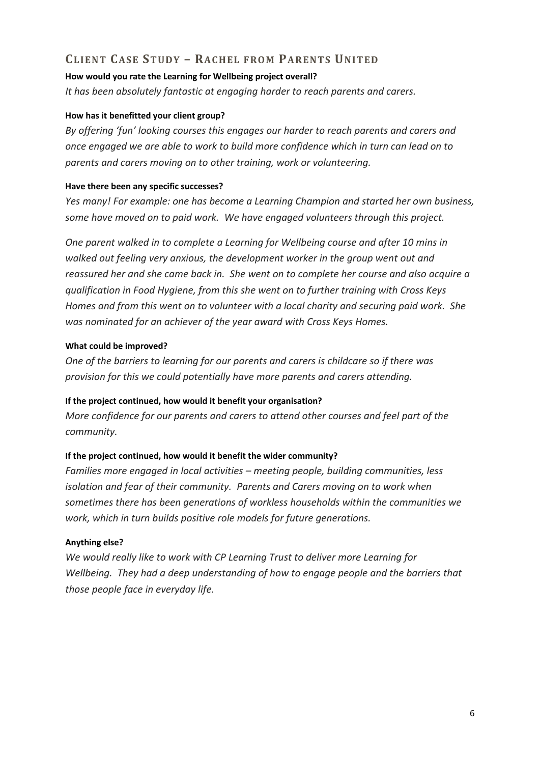## Client Case Study – Rachel from Parents United

**How would you rate the Learning for Wellbeing project overall?**

*It has been absolutely fantastic at engaging harder to reach parents and carers.*

**How has it benefitted your client group?**

*By offering 'fun' looking courses this engages our harder to reach parents and carers and once engaged we are able to work to build more confidence which in turn can lead on to parents and carers moving on to other training, work or volunteering.*

**Have there been any specific successes?**

*Yes many! For example: one has become a Learning Champion and started her own business, some have moved on to paid work. We have engaged volunteers through this project.*

*One parent walked in to complete a Learning for Wellbeing course and after 10 mins in walked out feeling very anxious, the development worker in the group went out and reassured her and she came back in. She went on to complete her course and also acquire a qualification in Food Hygiene, from this she went on to further training with Cross Keys Homes and from this went on to volunteer with a local charity and securing paid work. She was nominated for an achiever of the year award with Cross Keys Homes.*

**What could be improved?**

*One of the barriers to learning for our parents and carers is childcare so if there was provision for this we could potentially have more parents and carers attending.*

**If the project continued, how would it benefit your organisation?**

*More confidence for our parents and carers to attend other courses and feel part of the community.*

**If the project continued, how would it benefit the wider community?**

*Families more engaged in local activities – meeting people, building communities, less isolation and fear of their community. Parents and Carers moving on to work when sometimes there has been generations of workless households within the communities we work, which in turn builds positive role models for future generations.*

**Anything else?**

*We would really like to work with CP Learning Trust to deliver more Learning for Wellbeing. They had a deep understanding of how to engage people and the barriers that those people face in everyday life.*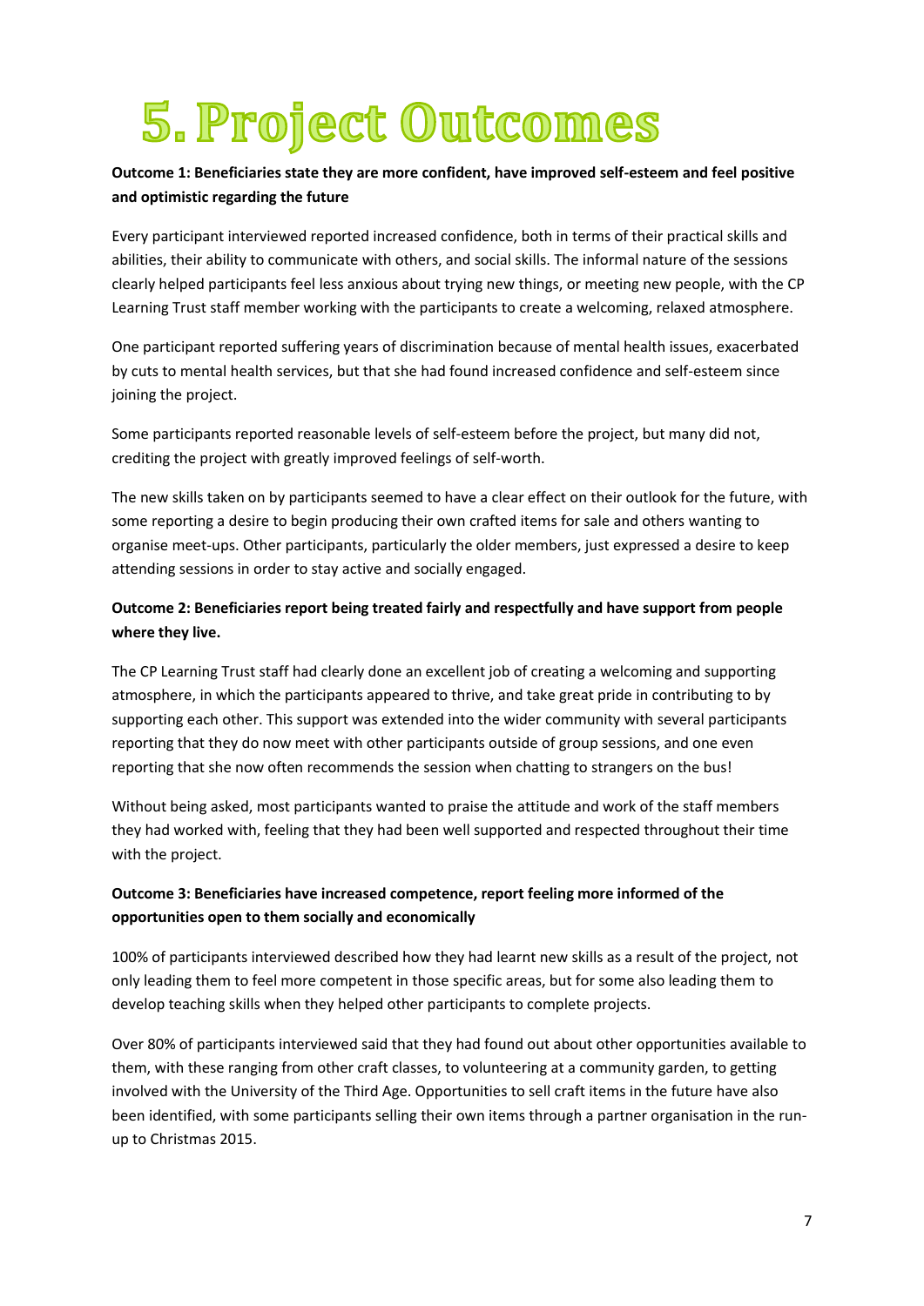# 5. Project Outcomes

**Outcome 1: Beneficiaries state they are more confident, have improved self-esteem and feel positive and optimistic regarding the future**

Every participant interviewed reported increased confidence, both in terms of their practical skills and abilities, their ability to communicate with others, and social skills. The informal nature of the sessions clearly helped participants feel less anxious about trying new things, or meeting new people, with the CP Learning Trust staff member working with the participants to create a welcoming, relaxed atmosphere.

One participant reported suffering years of discrimination because of mental health issues, exacerbated by cuts to mental health services, but that she had found increased confidence and self-esteem since joining the project.

Some participants reported reasonable levels of self-esteem before the project, but many did not, crediting the project with greatly improved feelings of self-worth.

The new skills taken on by participants seemed to have a clear effect on their outlook for the future, with some reporting a desire to begin producing their own crafted items for sale and others wanting to organise meet-ups. Other participants, particularly the older members, just expressed a desire to keep attending sessions in order to stay active and socially engaged.

**Outcome 2: Beneficiaries report being treated fairly and respectfully and have support from people where they live.**

The CP Learning Trust staff had clearly done an excellent job of creating a welcoming and supporting atmosphere, in which the participants appeared to thrive, and take great pride in contributing to by supporting each other. This support was extended into the wider community with several participants reporting that they do now meet with other participants outside of group sessions, and one even reporting that she now often recommends the session when chatting to strangers on the bus!

Without being asked, most participants wanted to praise the attitude and work of the staff members they had worked with, feeling that they had been well supported and respected throughout their time with the project.

**Outcome 3: Beneficiaries have increased competence, report feeling more informed of the opportunities open to them socially and economically**

100% of participants interviewed described how they had learnt new skills as a result of the project, not only leading them to feel more competent in those specific areas, but for some also leading them to develop teaching skills when they helped other participants to complete projects.

Over 80% of participants interviewed said that they had found out about other opportunities available to them, with these ranging from other craft classes, to volunteering at a community garden, to getting involved with the University of the Third Age. Opportunities to sell craft items in the future have also been identified, with some participants selling their own items through a partner organisation in the run-up to Christmas 2015.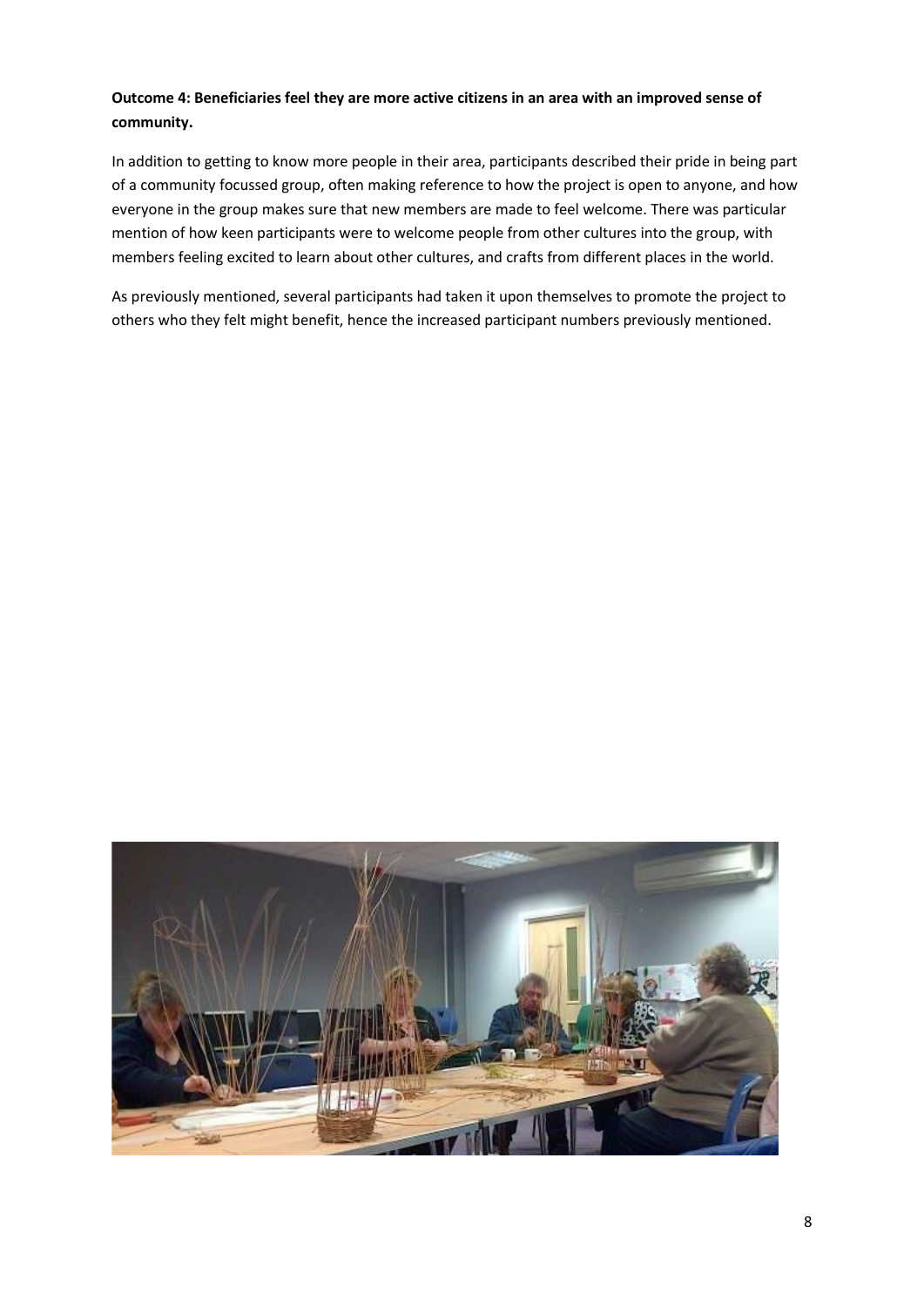**Outcome 4: Beneficiaries feel they are more active citizens in an area with an improved sense of community.**

In addition to getting to know more people in their area, participants described their pride in being part of a community focussed group, often making reference to how the project is open to anyone, and how everyone in the group makes sure that new members are made to feel welcome. There was particular mention of how keen participants were to welcome people from other cultures into the group, with members feeling excited to learn about other cultures, and crafts from different places in the world.

As previously mentioned, several participants had taken it upon themselves to promote the project to others who they felt might benefit, hence the increased participant numbers previously mentioned.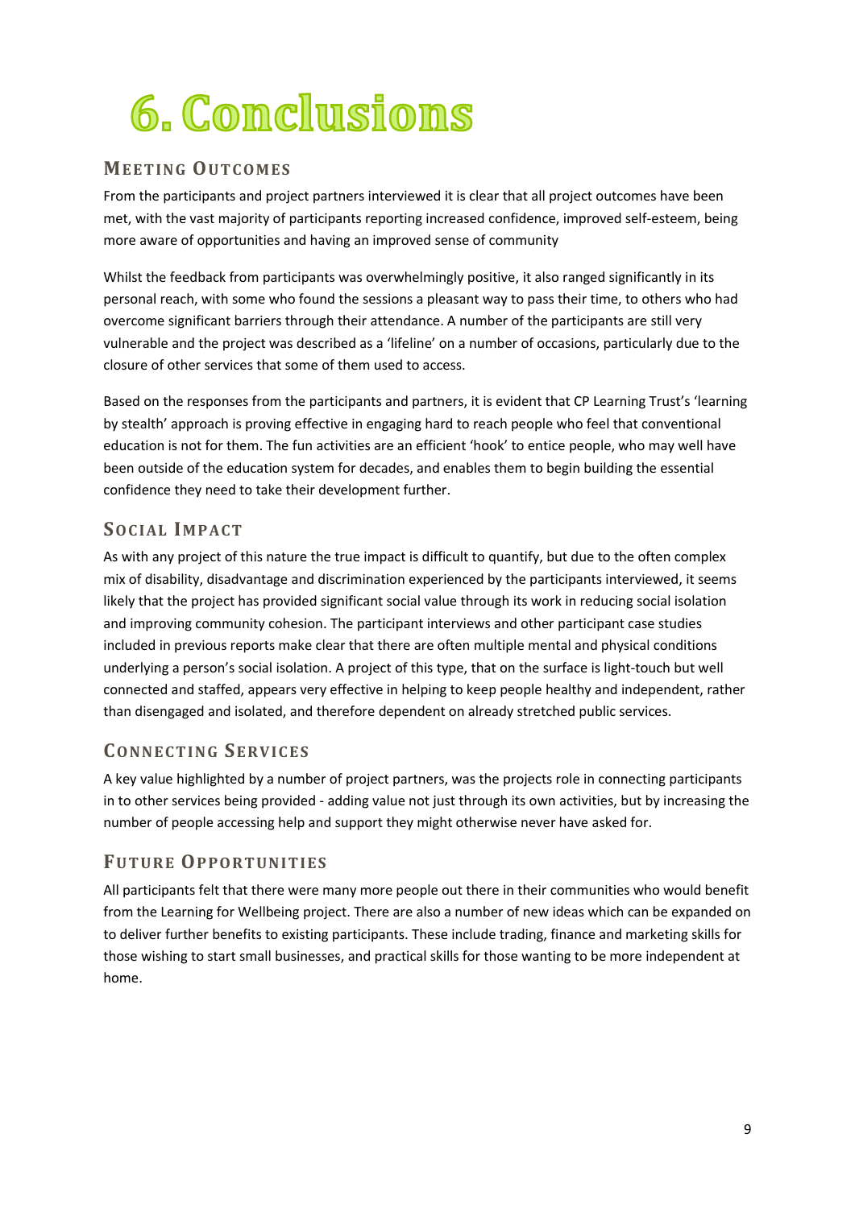# 6. Conclusions

## Meeting Outcomes

From the participants and project partners interviewed it is clear that all project outcomes have been met, with the vast majority of participants reporting increased confidence, improved self-esteem, being more aware of opportunities and having an improved sense of community

Whilst the feedback from participants was overwhelmingly positive, it also ranged significantly in its personal reach, with some who found the sessions a pleasant way to pass their time, to others who had overcome significant barriers through their attendance. A number of the participants are still very vulnerable and the project was described as a 'lifeline' on a number of occasions, particularly due to the closure of other services that some of them used to access.

Based on the responses from the participants and partners, it is evident that CP Learning Trust's 'learning by stealth' approach is proving effective in engaging hard to reach people who feel that conventional education is not for them. The fun activities are an efficient 'hook' to entice people, who may well have been outside of the education system for decades, and enables them to begin building the essential confidence they need to take their development further.

## Social Impact

As with any project of this nature the true impact is difficult to quantify, but due to the often complex mix of disability, disadvantage and discrimination experienced by the participants interviewed, it seems likely that the project has provided significant social value through its work in reducing social isolation and improving community cohesion. The participant interviews and other participant case studies included in previous reports make clear that there are often multiple mental and physical conditions underlying a person's social isolation. A project of this type, that on the surface is light-touch but well connected and staffed, appears very effective in helping to keep people healthy and independent, rather than disengaged and isolated, and therefore dependent on already stretched public services.

## Connecting Services

A key value highlighted by a number of project partners, was the projects role in connecting participants in to other services being provided - adding value not just through its own activities, but by increasing the number of people accessing help and support they might otherwise never have asked for.

## Future Opportunities

All participants felt that there were many more people out there in their communities who would benefit from the Learning for Wellbeing project. There are also a number of new ideas which can be expanded on to deliver further benefits to existing participants. These include trading, finance and marketing skills for those wishing to start small businesses, and practical skills for those wanting to be more independent at home.